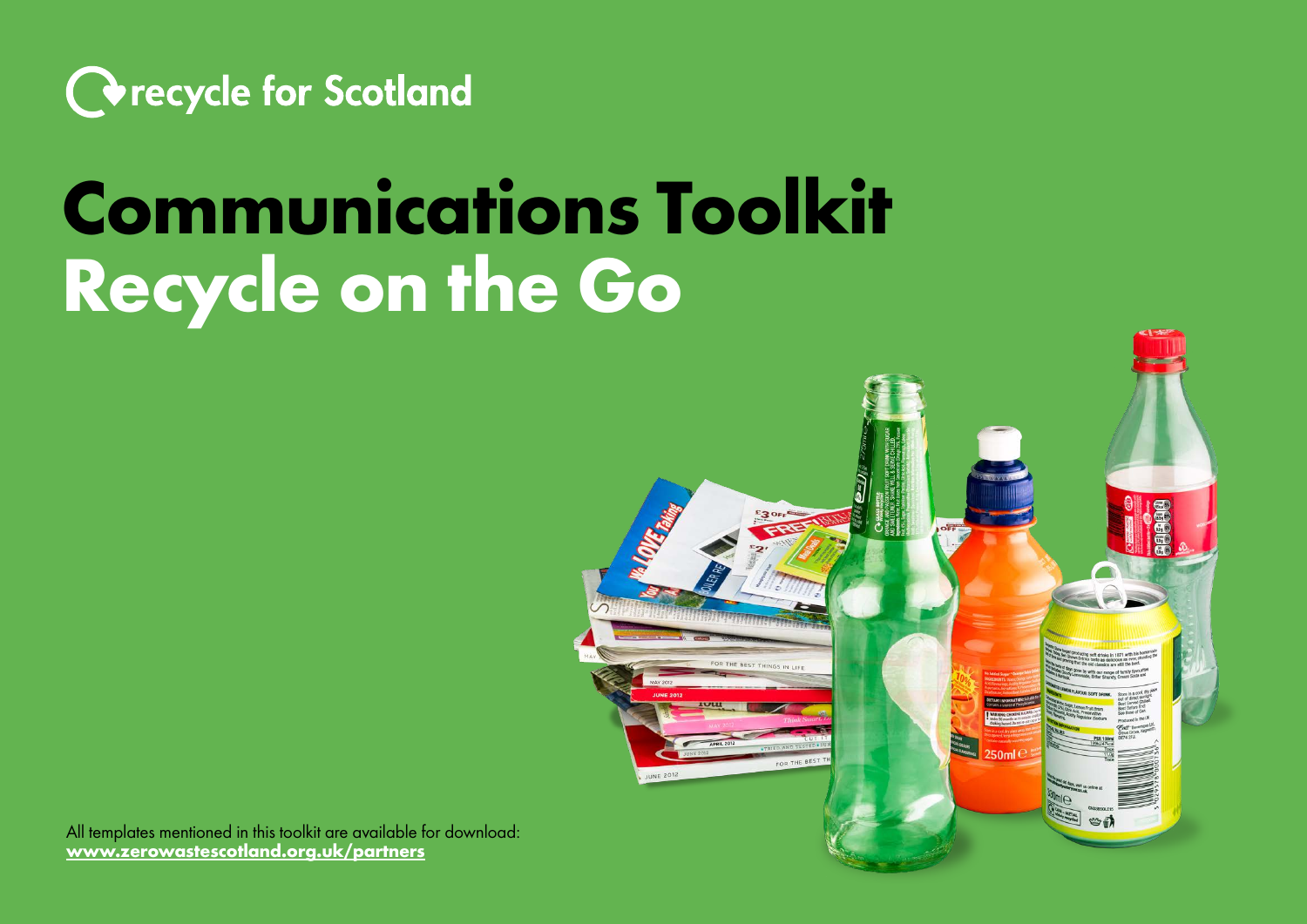recycle for Scotland

# Communications Toolkit
# Recycle on the Go

All templates mentioned in this toolkit are available for download:
**www.zerowastescotland.org.uk/partners**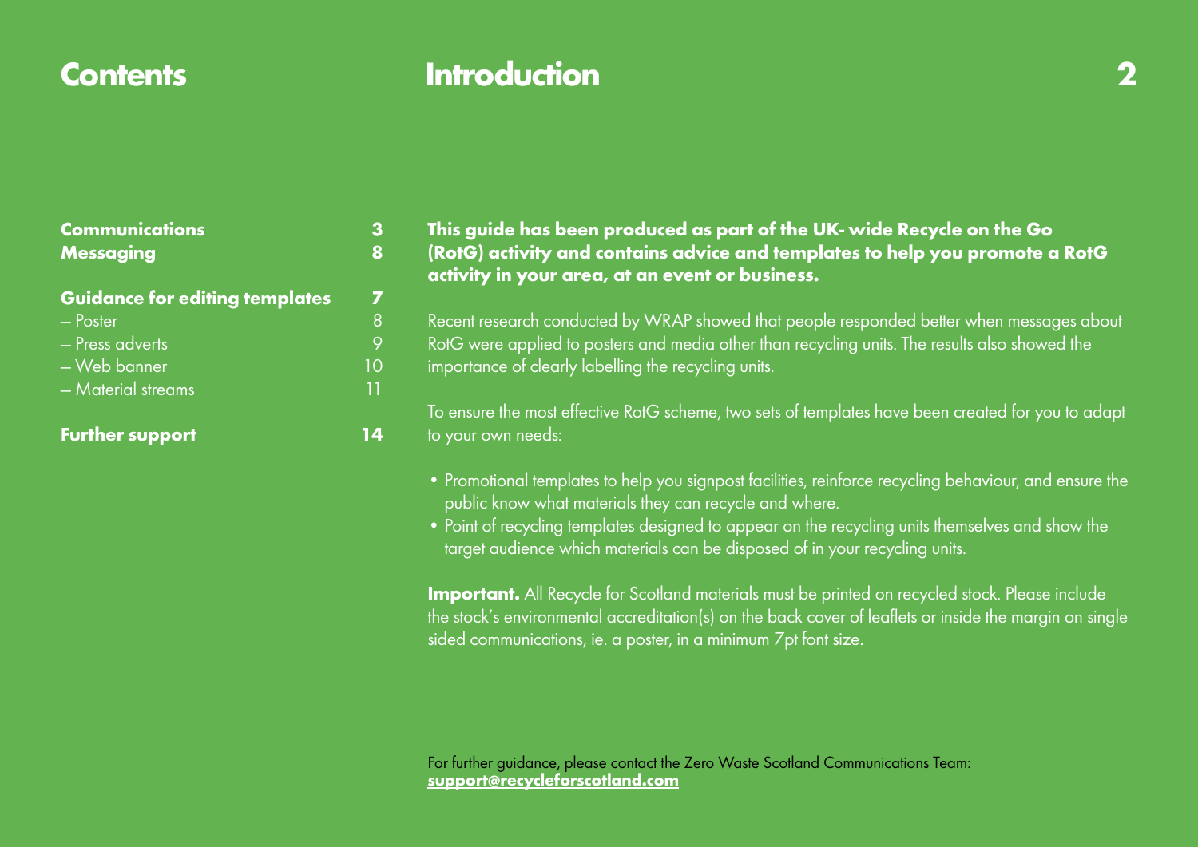## Contents

| | |
|---|---|
| **Communications** | **3** |
| **Messaging** | **8** |
| **Guidance for editing templates** | **7** |
| – Poster | 8 |
| – Press adverts | 9 |
| – Web banner | 10 |
| – Material streams | 11 |
| **Further support** | **14** |

# Introduction

**This guide has been produced as part of the UK- wide Recycle on the Go (RotG) activity and contains advice and templates to help you promote a RotG activity in your area, at an event or business.**

Recent research conducted by WRAP showed that people responded better when messages about RotG were applied to posters and media other than recycling units. The results also showed the importance of clearly labelling the recycling units.

To ensure the most effective RotG scheme, two sets of templates have been created for you to adapt to your own needs:

- Promotional templates to help you signpost facilities, reinforce recycling behaviour, and ensure the public know what materials they can recycle and where.
- Point of recycling templates designed to appear on the recycling units themselves and show the target audience which materials can be disposed of in your recycling units.

**Important.** All Recycle for Scotland materials must be printed on recycled stock. Please include the stock's environmental accreditation(s) on the back cover of leaflets or inside the margin on single sided communications, ie. a poster, in a minimum 7pt font size.

For further guidance, please contact the Zero Waste Scotland Communications Team:
**support@recycleforscotland.com**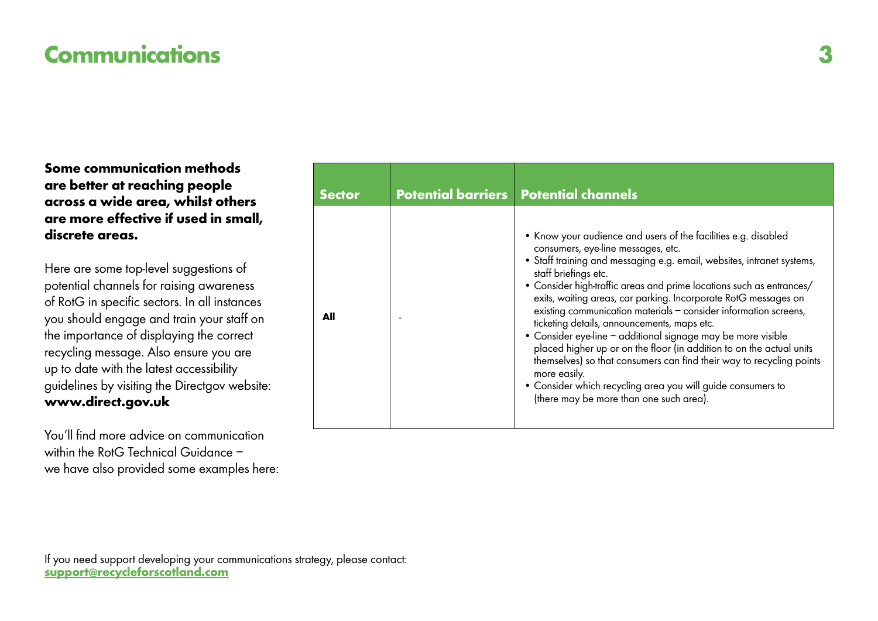# Communications

**Some communication methods are better at reaching people across a wide area, whilst others are more effective if used in small, discrete areas.**

Here are some top-level suggestions of potential channels for raising awareness of RotG in specific sectors. In all instances you should engage and train your staff on the importance of displaying the correct recycling message. Also ensure you are up to date with the latest accessibility guidelines by visiting the Directgov website: **www.direct.gov.uk**

You'll find more advice on communication within the RotG Technical Guidance – we have also provided some examples here:

| Sector | Potential barriers | Potential channels |
|---|---|---|
| **All** | - | • Know your audience and users of the facilities e.g. disabled consumers, eye-line messages, etc.<br>• Staff training and messaging e.g. email, websites, intranet systems, staff briefings etc.<br>• Consider high-traffic areas and prime locations such as entrances/exits, waiting areas, car parking. Incorporate RotG messages on existing communication materials – consider information screens, ticketing details, announcements, maps etc.<br>• Consider eye-line – additional signage may be more visible placed higher up or on the floor (in addition to on the actual units themselves) so that consumers can find their way to recycling points more easily.<br>• Consider which recycling area you will guide consumers to (there may be more than one such area). |

If you need support developing your communications strategy, please contact: **support@recycleforscotland.com**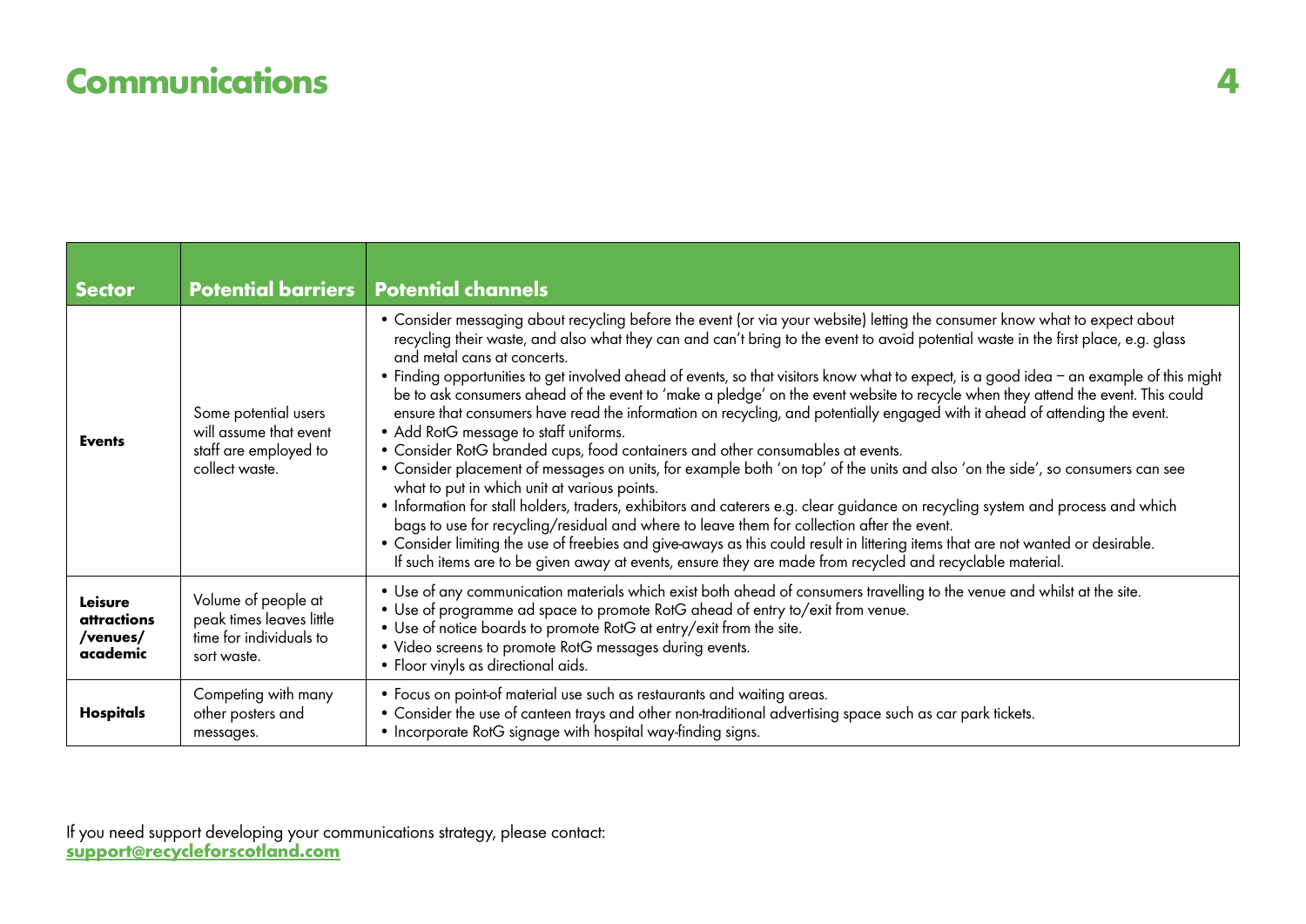# Communications

| Sector | Potential barriers | Potential channels |
| --- | --- | --- |
| **Events** | Some potential users will assume that event staff are employed to collect waste. | • Consider messaging about recycling before the event (or via your website) letting the consumer know what to expect about recycling their waste, and also what they can and can't bring to the event to avoid potential waste in the first place, e.g. glass and metal cans at concerts.<br>• Finding opportunities to get involved ahead of events, so that visitors know what to expect, is a good idea – an example of this might be to ask consumers ahead of the event to 'make a pledge' on the event website to recycle when they attend the event. This could ensure that consumers have read the information on recycling, and potentially engaged with it ahead of attending the event.<br>• Add RotG message to staff uniforms.<br>• Consider RotG branded cups, food containers and other consumables at events.<br>• Consider placement of messages on units, for example both 'on top' of the units and also 'on the side', so consumers can see what to put in which unit at various points.<br>• Information for stall holders, traders, exhibitors and caterers e.g. clear guidance on recycling system and process and which bags to use for recycling/residual and where to leave them for collection after the event.<br>• Consider limiting the use of freebies and give-aways as this could result in littering items that are not wanted or desirable. If such items are to be given away at events, ensure they are made from recycled and recyclable material. |
| **Leisure attractions /venues/ academic** | Volume of people at peak times leaves little time for individuals to sort waste. | • Use of any communication materials which exist both ahead of consumers travelling to the venue and whilst at the site.<br>• Use of programme ad space to promote RotG ahead of entry to/exit from venue.<br>• Use of notice boards to promote RotG at entry/exit from the site.<br>• Video screens to promote RotG messages during events.<br>• Floor vinyls as directional aids. |
| **Hospitals** | Competing with many other posters and messages. | • Focus on point-of material use such as restaurants and waiting areas.<br>• Consider the use of canteen trays and other non-traditional advertising space such as car park tickets.<br>• Incorporate RotG signage with hospital way-finding signs. |

If you need support developing your communications strategy, please contact:
**support@recycleforscotland.com**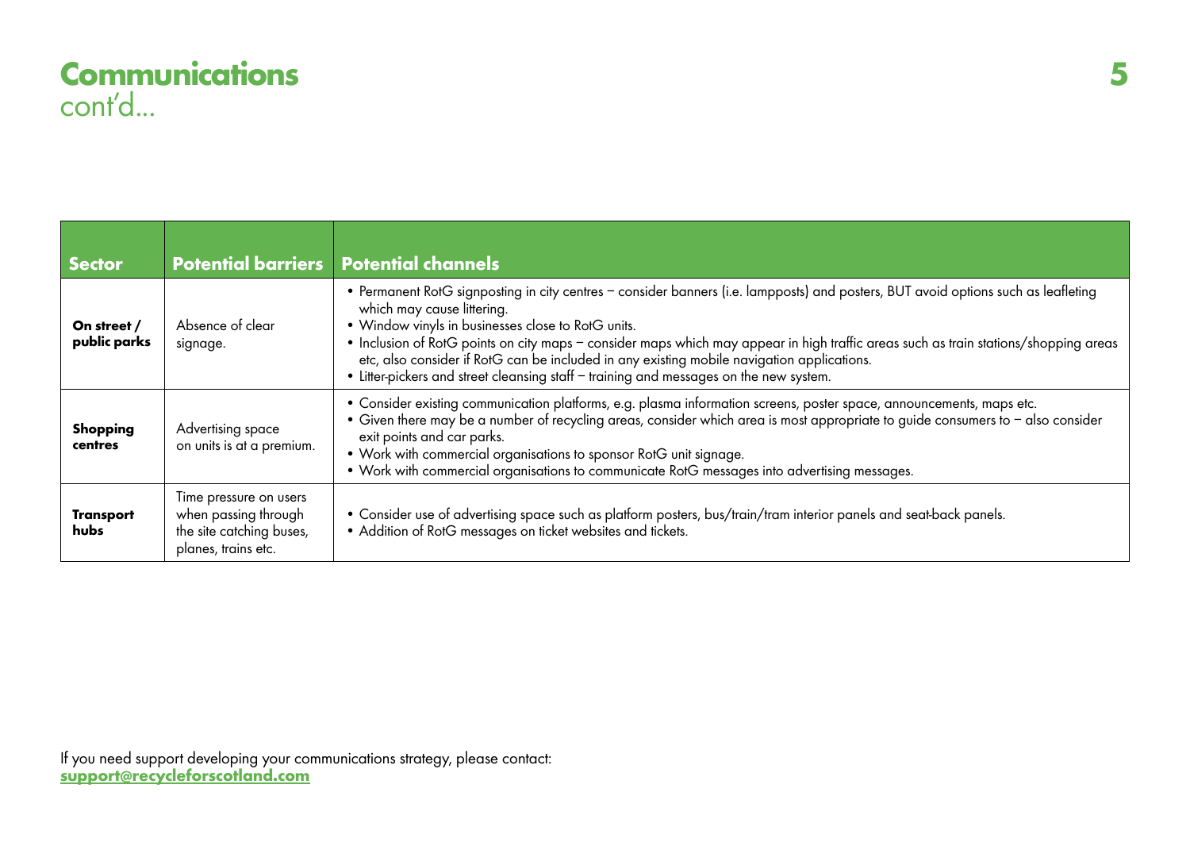# Communications
cont'd...

| Sector | Potential barriers | Potential channels |
|---|---|---|
| **On street / public parks** | Absence of clear signage. | • Permanent RotG signposting in city centres – consider banners (i.e. lampposts) and posters, BUT avoid options such as leafleting which may cause littering.<br>• Window vinyls in businesses close to RotG units.<br>• Inclusion of RotG points on city maps – consider maps which may appear in high traffic areas such as train stations/shopping areas etc, also consider if RotG can be included in any existing mobile navigation applications.<br>• Litter-pickers and street cleansing staff – training and messages on the new system. |
| **Shopping centres** | Advertising space on units is at a premium. | • Consider existing communication platforms, e.g. plasma information screens, poster space, announcements, maps etc.<br>• Given there may be a number of recycling areas, consider which area is most appropriate to guide consumers to – also consider exit points and car parks.<br>• Work with commercial organisations to sponsor RotG unit signage.<br>• Work with commercial organisations to communicate RotG messages into advertising messages. |
| **Transport hubs** | Time pressure on users when passing through the site catching buses, planes, trains etc. | • Consider use of advertising space such as platform posters, bus/train/tram interior panels and seat-back panels.<br>• Addition of RotG messages on ticket websites and tickets. |

If you need support developing your communications strategy, please contact:
**support@recycleforscotland.com**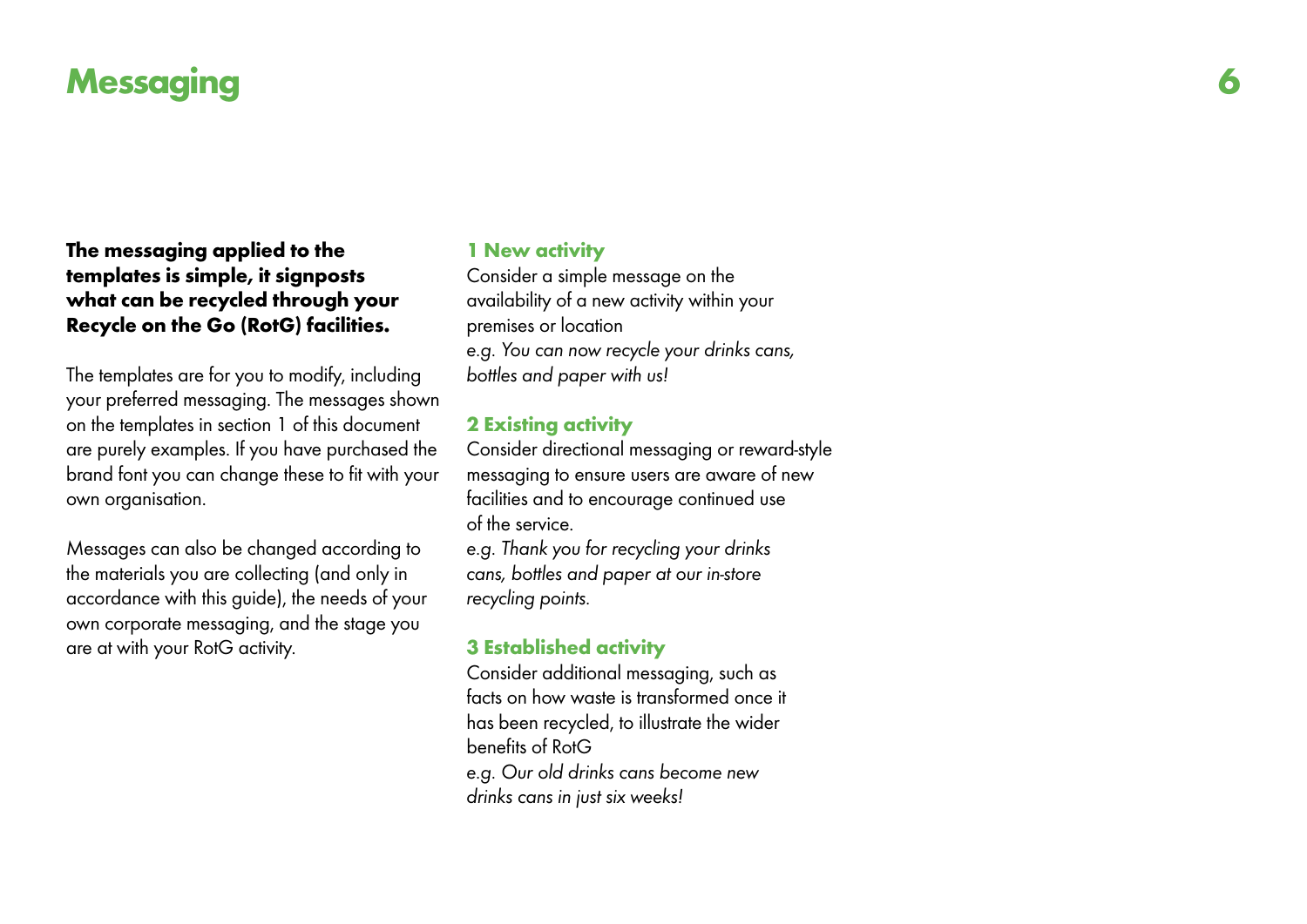# Messaging

**The messaging applied to the templates is simple, it signposts what can be recycled through your Recycle on the Go (RotG) facilities.**

The templates are for you to modify, including your preferred messaging. The messages shown on the templates in section 1 of this document are purely examples. If you have purchased the brand font you can change these to fit with your own organisation.

Messages can also be changed according to the materials you are collecting (and only in accordance with this guide), the needs of your own corporate messaging, and the stage you are at with your RotG activity.

### 1 New activity

Consider a simple message on the availability of a new activity within your premises or location
e.g. *You can now recycle your drinks cans, bottles and paper with us!*

### 2 Existing activity

Consider directional messaging or reward-style messaging to ensure users are aware of new facilities and to encourage continued use of the service.
e.g. *Thank you for recycling your drinks cans, bottles and paper at our in-store recycling points.*

### 3 Established activity

Consider additional messaging, such as facts on how waste is transformed once it has been recycled, to illustrate the wider benefits of RotG
e.g. *Our old drinks cans become new drinks cans in just six weeks!*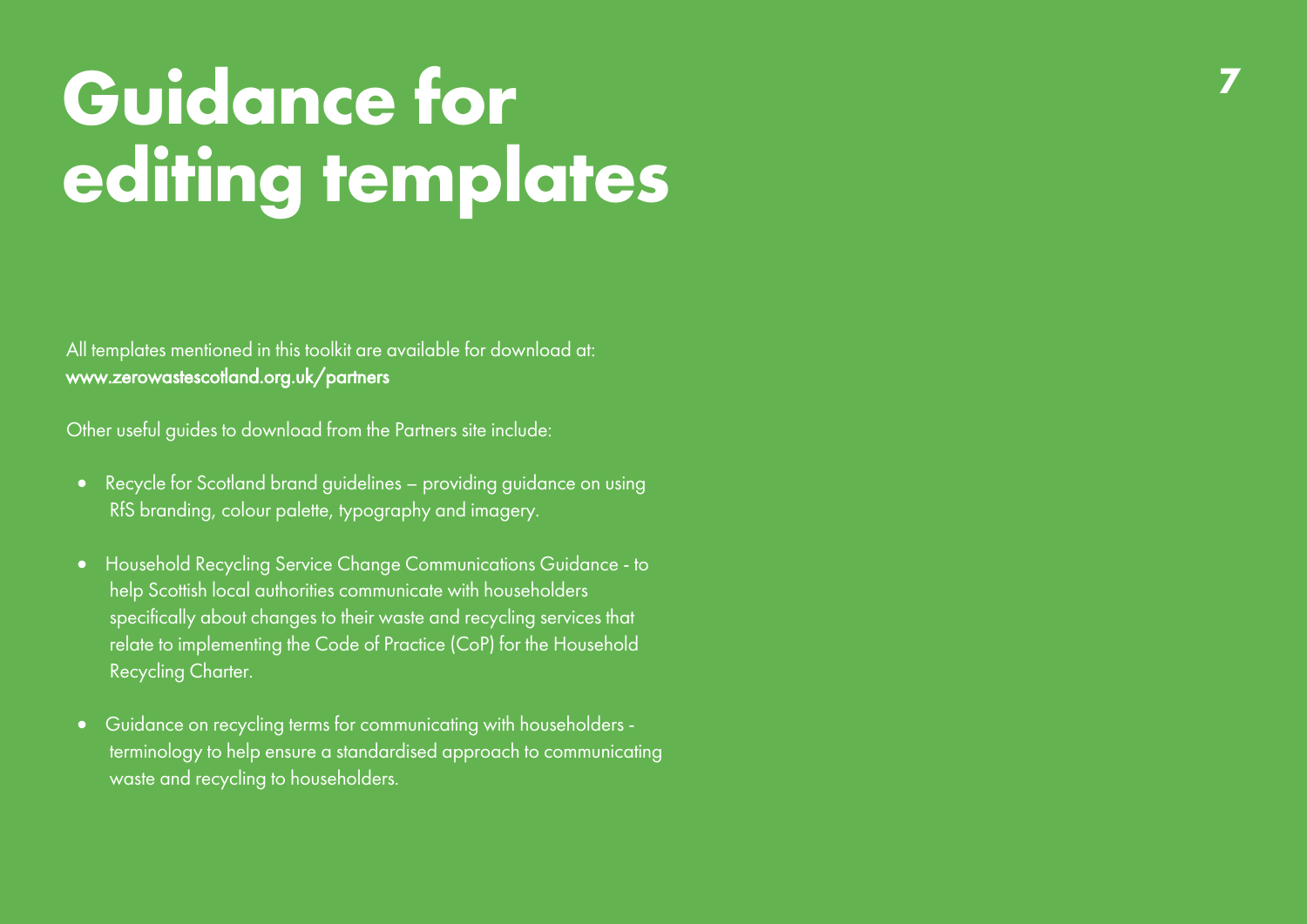# Guidance for editing templates

All templates mentioned in this toolkit are available for download at:
**www.zerowastescotland.org.uk/partners**

Other useful guides to download from the Partners site include:

- Recycle for Scotland brand guidelines – providing guidance on using RfS branding, colour palette, typography and imagery.
- Household Recycling Service Change Communications Guidance - to help Scottish local authorities communicate with householders specifically about changes to their waste and recycling services that relate to implementing the Code of Practice (CoP) for the Household Recycling Charter.
- Guidance on recycling terms for communicating with householders - terminology to help ensure a standardised approach to communicating waste and recycling to householders.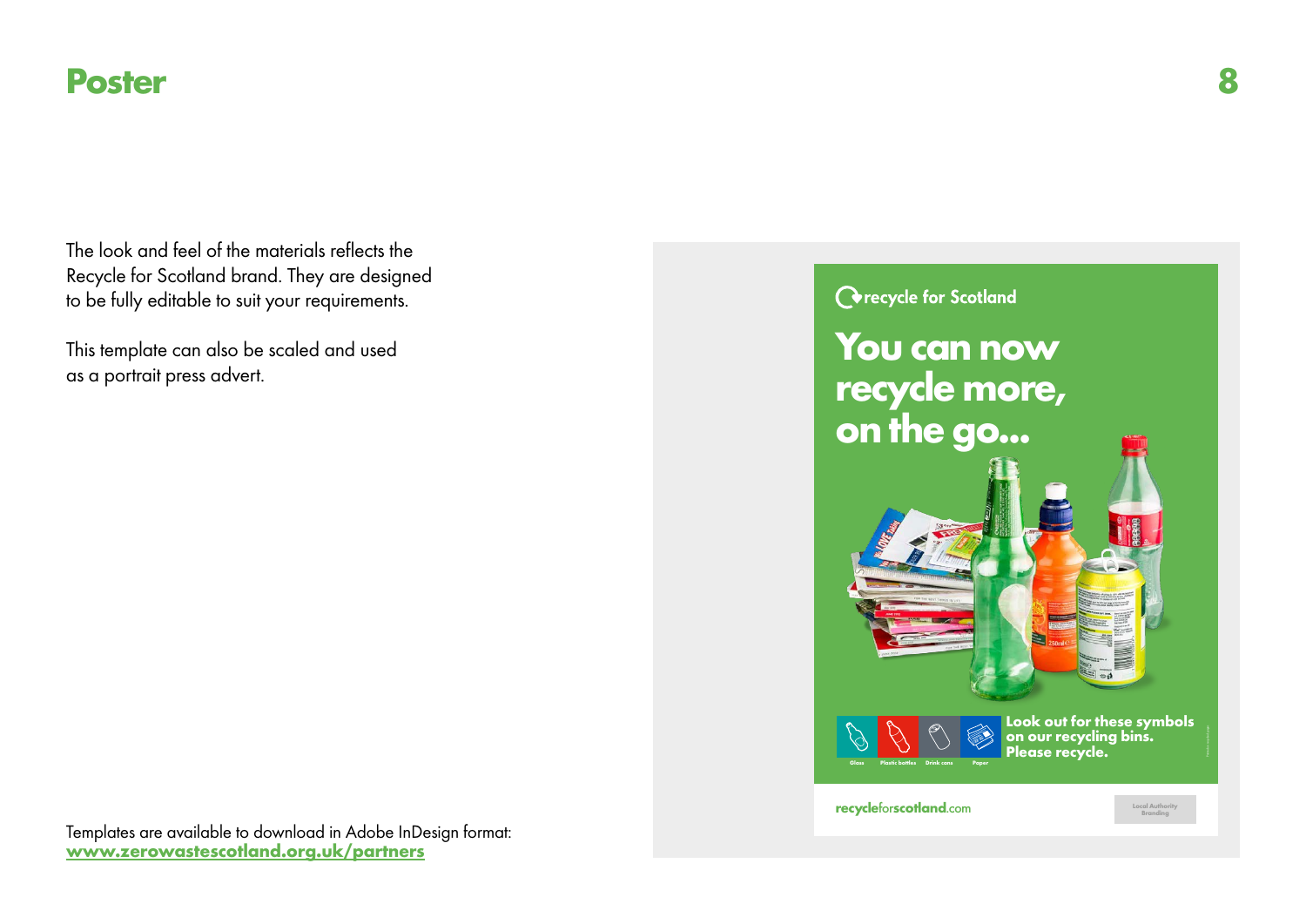# Poster

The look and feel of the materials reflects the Recycle for Scotland brand. They are designed to be fully editable to suit your requirements.

This template can also be scaled and used as a portrait press advert.

recycle for Scotland

**You can now recycle more, on the go...**

Glass | Plastic bottles | Drink cans | Paper

**Look out for these symbols on our recycling bins. Please recycle.**

recycleforscotland.com

Local Authority Branding

Templates are available to download in Adobe InDesign format:
**www.zerowastescotland.org.uk/partners**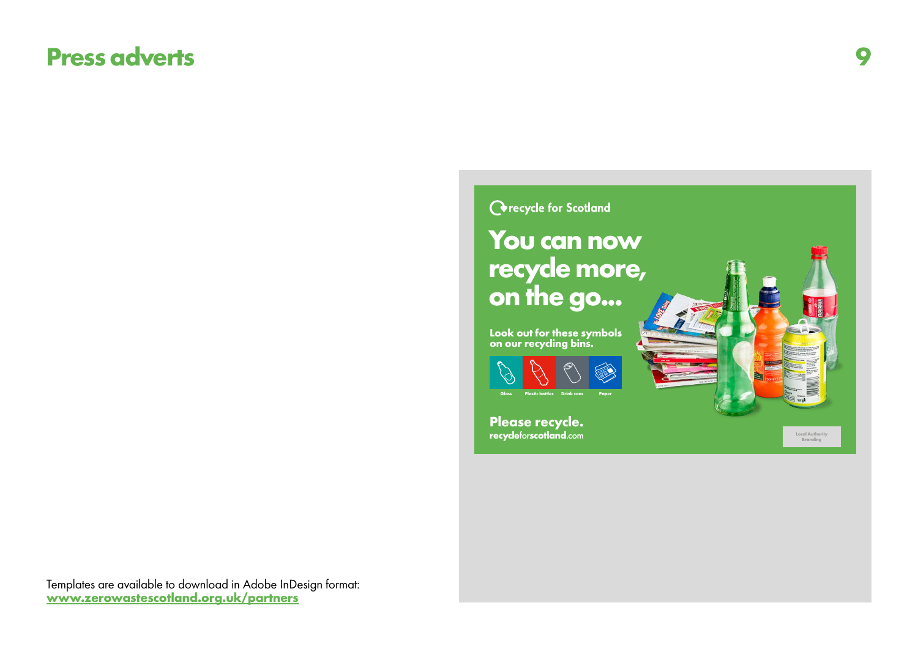# Press adverts

recycle for Scotland

## You can now recycle more, on the go...

**Look out for these symbols on our recycling bins.**

Glass | Plastic bottles | Drink cans | Paper

**Please recycle.**
**recycleforscotland.com**

Local Authority Branding

Templates are available to download in Adobe InDesign format:
**www.zerowastescotland.org.uk/partners**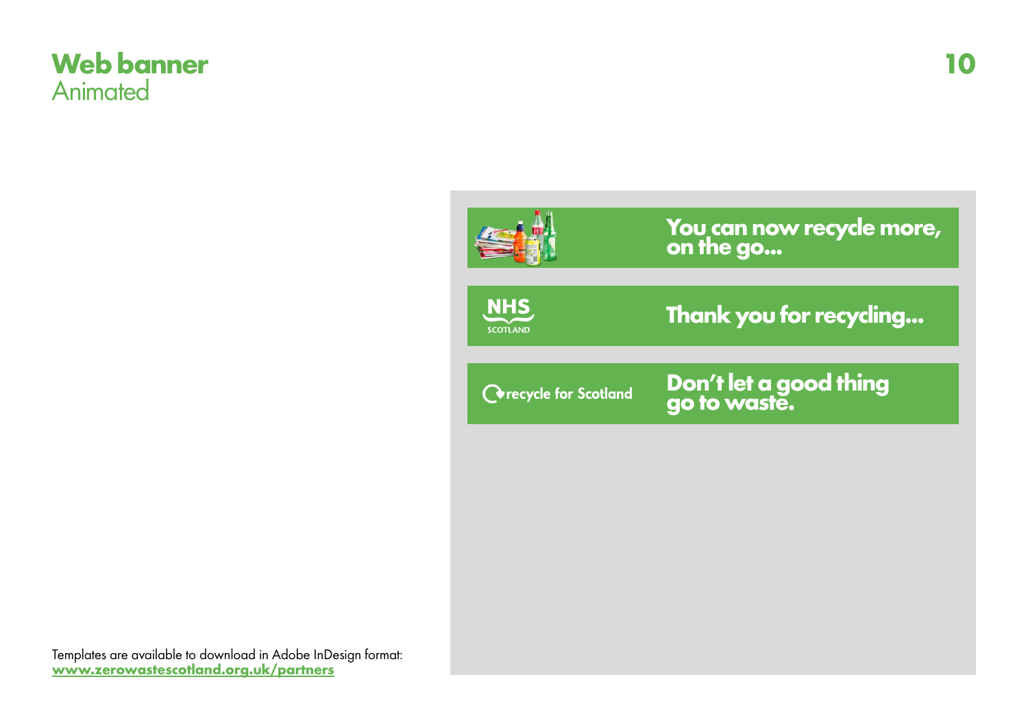# Web banner
## Animated

You can now recycle more, on the go...

NHS SCOTLAND

Thank you for recycling...

recycle for Scotland

Don't let a good thing go to waste.

Templates are available to download in Adobe InDesign format:
**www.zerowastescotland.org.uk/partners**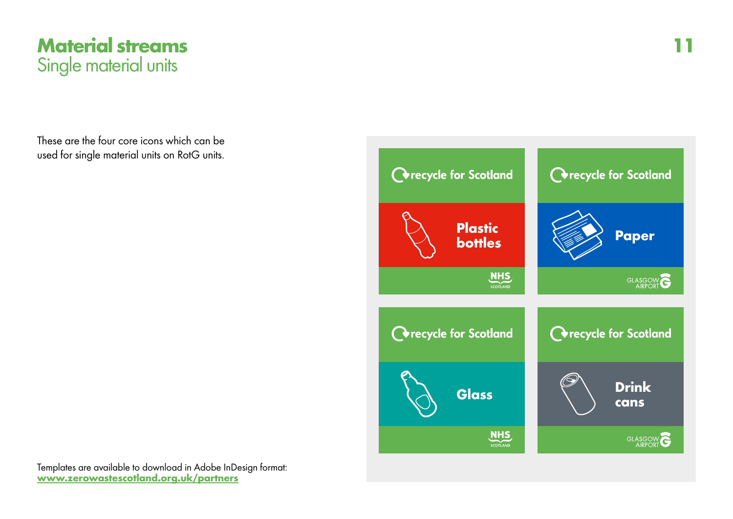# Material streams
## Single material units

These are the four core icons which can be used for single material units on RotG units.

recycle for Scotland

**Plastic bottles**

NHS SCOTLAND

recycle for Scotland

**Paper**

GLASGOW AIRPORT

recycle for Scotland

**Glass**

NHS SCOTLAND

recycle for Scotland

**Drink cans**

GLASGOW AIRPORT

Templates are available to download in Adobe InDesign format:
**www.zerowastescotland.org.uk/partners**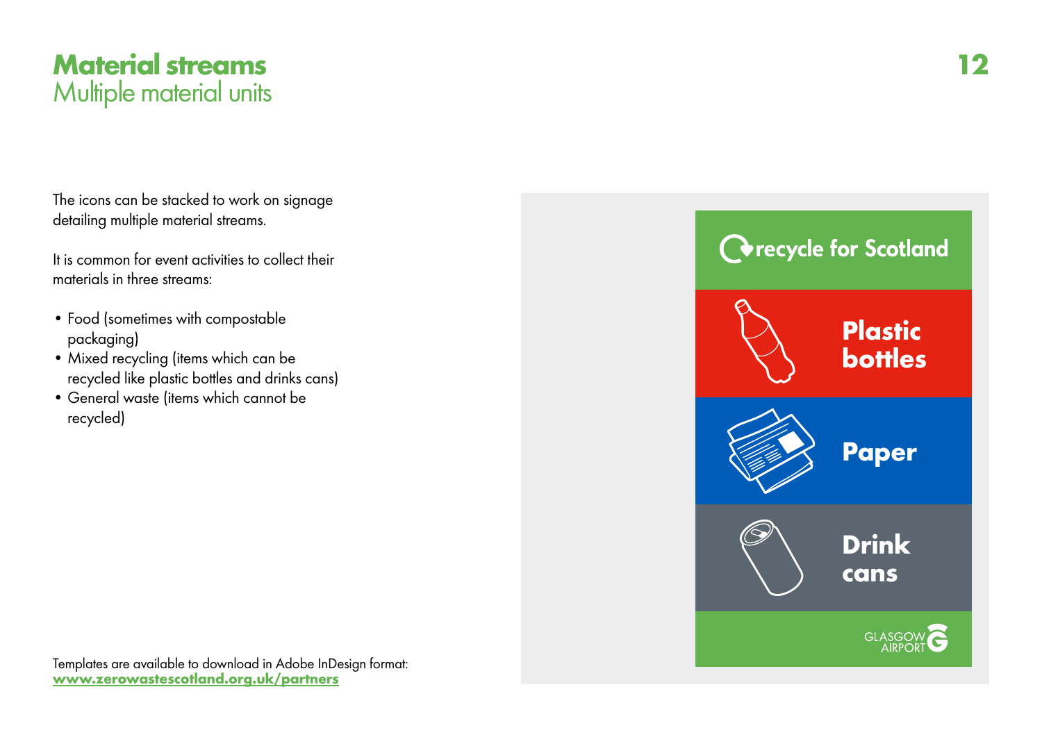# Material streams
## Multiple material units

The icons can be stacked to work on signage detailing multiple material streams.

It is common for event activities to collect their materials in three streams:

- Food (sometimes with compostable packaging)
- Mixed recycling (items which can be recycled like plastic bottles and drinks cans)
- General waste (items which cannot be recycled)

recycle for Scotland

Plastic bottles

Paper

Drink cans

GLASGOW AIRPORT

Templates are available to download in Adobe InDesign format:
**www.zerowastescotland.org.uk/partners**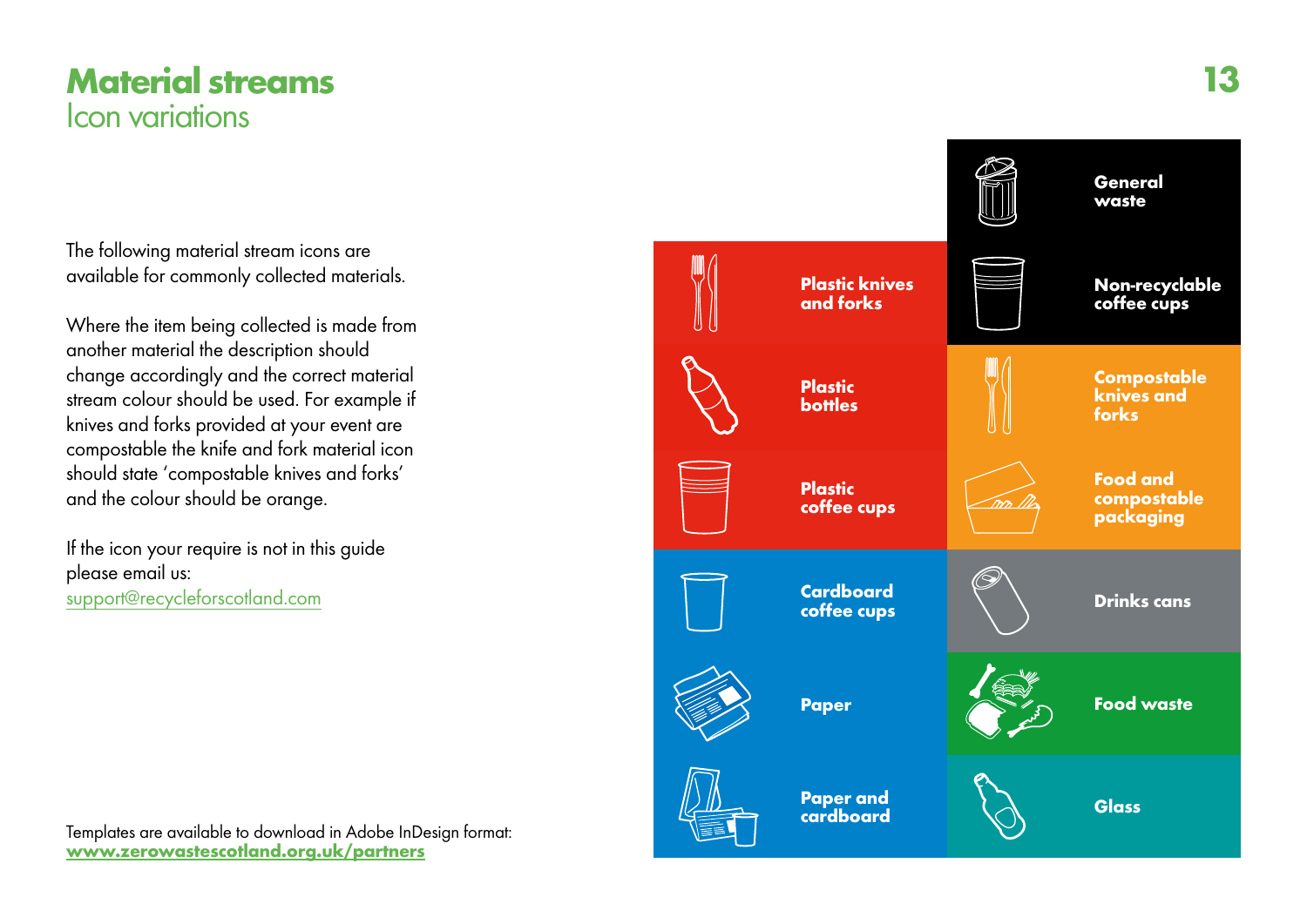# Material streams
## Icon variations

The following material stream icons are available for commonly collected materials.

Where the item being collected is made from another material the description should change accordingly and the correct material stream colour should be used. For example if knives and forks provided at your event are compostable the knife and fork material icon should state 'compostable knives and forks' and the colour should be orange.

If the icon your require is not in this guide please email us:
support@recycleforscotland.com

Templates are available to download in Adobe InDesign format:
**www.zerowastescotland.org.uk/partners**

**General waste**

**Plastic knives and forks**

**Non-recyclable coffee cups**

**Plastic bottles**

**Compostable knives and forks**

**Plastic coffee cups**

**Food and compostable packaging**

**Cardboard coffee cups**

**Drinks cans**

**Paper**

**Food waste**

**Paper and cardboard**

**Glass**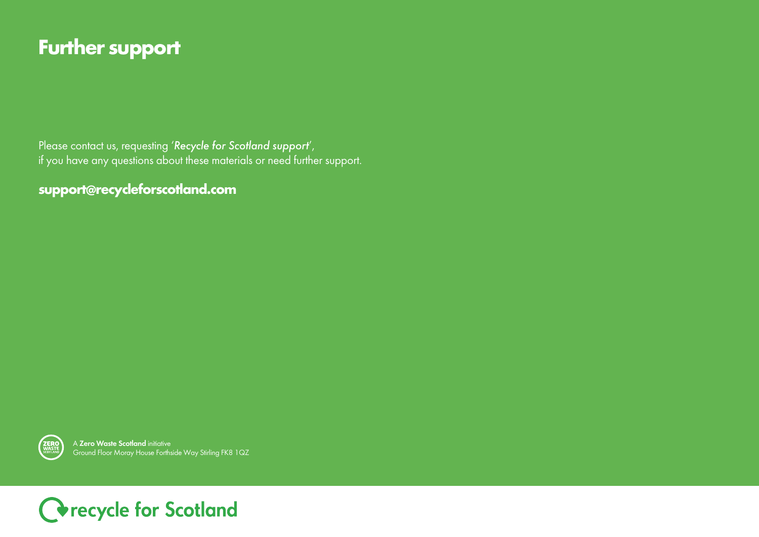# Further support

Please contact us, requesting '*Recycle for Scotland support*', if you have any questions about these materials or need further support.

**support@recycleforscotland.com**

A **Zero Waste Scotland** initiative
Ground Floor Moray House Forthside Way Stirling FK8 1QZ

recycle for Scotland